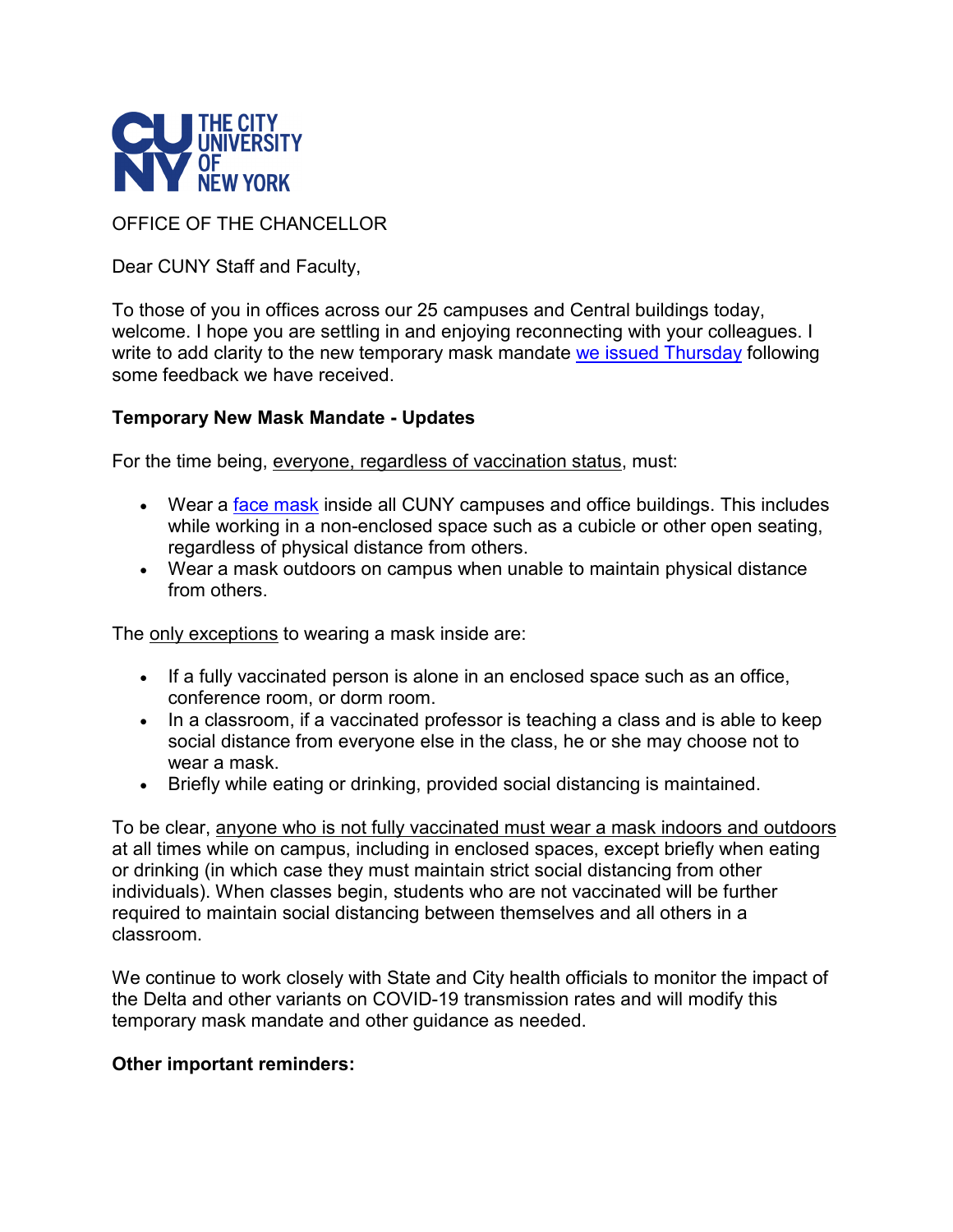THE CITY UNIVERSITY OF NEW YORK

OFFICE OF THE CHANCELLOR

Dear CUNY Staff and Faculty,

To those of you in offices across our 25 campuses and Central buildings today, welcome. I hope you are settling in and enjoying reconnecting with your colleagues. I write to add clarity to the new temporary mask mandate we issued Thursday following some feedback we have received.

**Temporary New Mask Mandate - Updates**

For the time being, everyone, regardless of vaccination status, must:

- Wear a face mask inside all CUNY campuses and office buildings. This includes while working in a non-enclosed space such as a cubicle or other open seating, regardless of physical distance from others.
- Wear a mask outdoors on campus when unable to maintain physical distance from others.

The only exceptions to wearing a mask inside are:

- If a fully vaccinated person is alone in an enclosed space such as an office, conference room, or dorm room.
- In a classroom, if a vaccinated professor is teaching a class and is able to keep social distance from everyone else in the class, he or she may choose not to wear a mask.
- Briefly while eating or drinking, provided social distancing is maintained.

To be clear, anyone who is not fully vaccinated must wear a mask indoors and outdoors at all times while on campus, including in enclosed spaces, except briefly when eating or drinking (in which case they must maintain strict social distancing from other individuals). When classes begin, students who are not vaccinated will be further required to maintain social distancing between themselves and all others in a classroom.

We continue to work closely with State and City health officials to monitor the impact of the Delta and other variants on COVID-19 transmission rates and will modify this temporary mask mandate and other guidance as needed.

**Other important reminders:**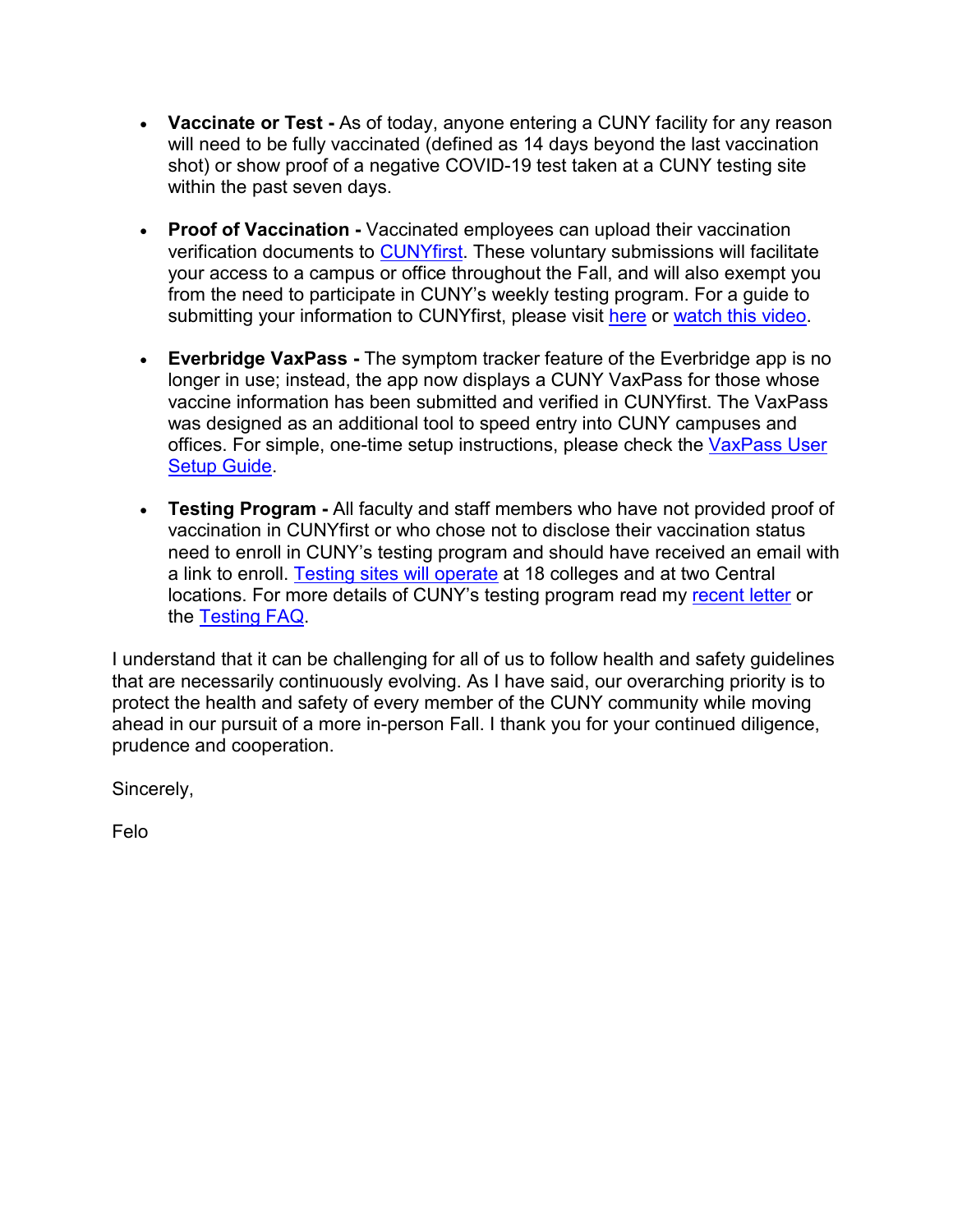- **Vaccinate or Test -** As of today, anyone entering a CUNY facility for any reason will need to be fully vaccinated (defined as 14 days beyond the last vaccination shot) or show proof of a negative COVID-19 test taken at a CUNY testing site within the past seven days.

- **Proof of Vaccination -** Vaccinated employees can upload their vaccination verification documents to CUNYfirst. These voluntary submissions will facilitate your access to a campus or office throughout the Fall, and will also exempt you from the need to participate in CUNY's weekly testing program. For a guide to submitting your information to CUNYfirst, please visit here or watch this video.

- **Everbridge VaxPass -** The symptom tracker feature of the Everbridge app is no longer in use; instead, the app now displays a CUNY VaxPass for those whose vaccine information has been submitted and verified in CUNYfirst. The VaxPass was designed as an additional tool to speed entry into CUNY campuses and offices. For simple, one-time setup instructions, please check the VaxPass User Setup Guide.

- **Testing Program -** All faculty and staff members who have not provided proof of vaccination in CUNYfirst or who chose not to disclose their vaccination status need to enroll in CUNY's testing program and should have received an email with a link to enroll. Testing sites will operate at 18 colleges and at two Central locations. For more details of CUNY's testing program read my recent letter or the Testing FAQ.

I understand that it can be challenging for all of us to follow health and safety guidelines that are necessarily continuously evolving. As I have said, our overarching priority is to protect the health and safety of every member of the CUNY community while moving ahead in our pursuit of a more in-person Fall. I thank you for your continued diligence, prudence and cooperation.

Sincerely,

Felo